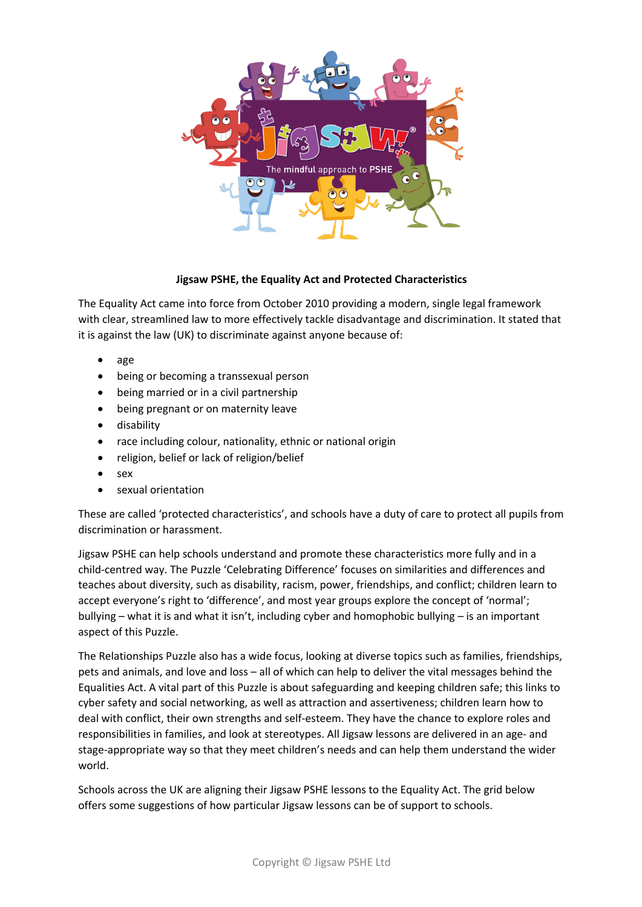**Jigsaw PSHE, the Equality Act and Protected Characteristics**

The Equality Act came into force from October 2010 providing a modern, single legal framework with clear, streamlined law to more effectively tackle disadvantage and discrimination. It stated that it is against the law (UK) to discriminate against anyone because of:

- age
- being or becoming a transsexual person
- being married or in a civil partnership
- being pregnant or on maternity leave
- disability
- race including colour, nationality, ethnic or national origin
- religion, belief or lack of religion/belief
- sex
- sexual orientation

These are called 'protected characteristics', and schools have a duty of care to protect all pupils from discrimination or harassment.

Jigsaw PSHE can help schools understand and promote these characteristics more fully and in a child-centred way. The Puzzle 'Celebrating Difference' focuses on similarities and differences and teaches about diversity, such as disability, racism, power, friendships, and conflict; children learn to accept everyone's right to 'difference', and most year groups explore the concept of 'normal'; bullying – what it is and what it isn't, including cyber and homophobic bullying – is an important aspect of this Puzzle.

The Relationships Puzzle also has a wide focus, looking at diverse topics such as families, friendships, pets and animals, and love and loss – all of which can help to deliver the vital messages behind the Equalities Act. A vital part of this Puzzle is about safeguarding and keeping children safe; this links to cyber safety and social networking, as well as attraction and assertiveness; children learn how to deal with conflict, their own strengths and self-esteem. They have the chance to explore roles and responsibilities in families, and look at stereotypes. All Jigsaw lessons are delivered in an age- and stage-appropriate way so that they meet children's needs and can help them understand the wider world.

Schools across the UK are aligning their Jigsaw PSHE lessons to the Equality Act. The grid below offers some suggestions of how particular Jigsaw lessons can be of support to schools.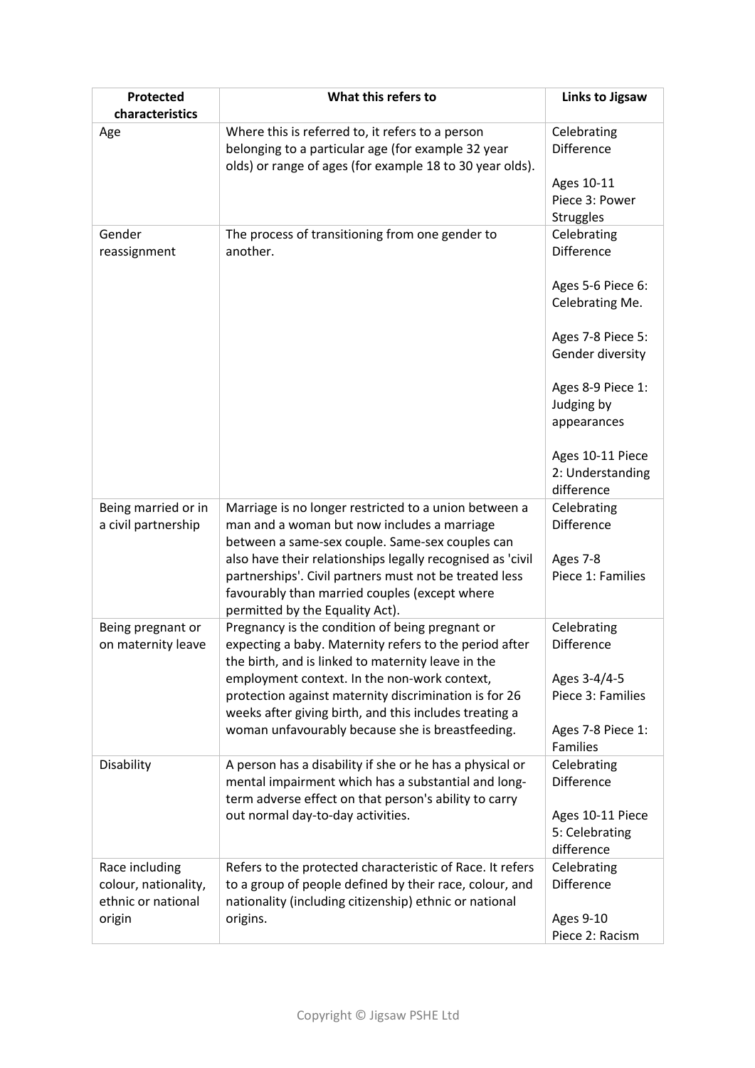| Protected characteristics | What this refers to | Links to Jigsaw |
|---|---|---|
| Age | Where this is referred to, it refers to a person belonging to a particular age (for example 32 year olds) or range of ages (for example 18 to 30 year olds). | Celebrating Difference<br><br>Ages 10-11 Piece 3: Power Struggles |
| Gender reassignment | The process of transitioning from one gender to another. | Celebrating Difference<br><br>Ages 5-6 Piece 6: Celebrating Me.<br><br>Ages 7-8 Piece 5: Gender diversity<br><br>Ages 8-9 Piece 1: Judging by appearances<br><br>Ages 10-11 Piece 2: Understanding difference |
| Being married or in a civil partnership | Marriage is no longer restricted to a union between a man and a woman but now includes a marriage between a same-sex couple. Same-sex couples can also have their relationships legally recognised as 'civil partnerships'. Civil partners must not be treated less favourably than married couples (except where permitted by the Equality Act). | Celebrating Difference<br><br>Ages 7-8 Piece 1: Families |
| Being pregnant or on maternity leave | Pregnancy is the condition of being pregnant or expecting a baby. Maternity refers to the period after the birth, and is linked to maternity leave in the employment context. In the non-work context, protection against maternity discrimination is for 26 weeks after giving birth, and this includes treating a woman unfavourably because she is breastfeeding. | Celebrating Difference<br><br>Ages 3-4/4-5 Piece 3: Families<br><br>Ages 7-8 Piece 1: Families |
| Disability | A person has a disability if she or he has a physical or mental impairment which has a substantial and long-term adverse effect on that person's ability to carry out normal day-to-day activities. | Celebrating Difference<br><br>Ages 10-11 Piece 5: Celebrating difference |
| Race including colour, nationality, ethnic or national origin | Refers to the protected characteristic of Race. It refers to a group of people defined by their race, colour, and nationality (including citizenship) ethnic or national origins. | Celebrating Difference<br><br>Ages 9-10 Piece 2: Racism |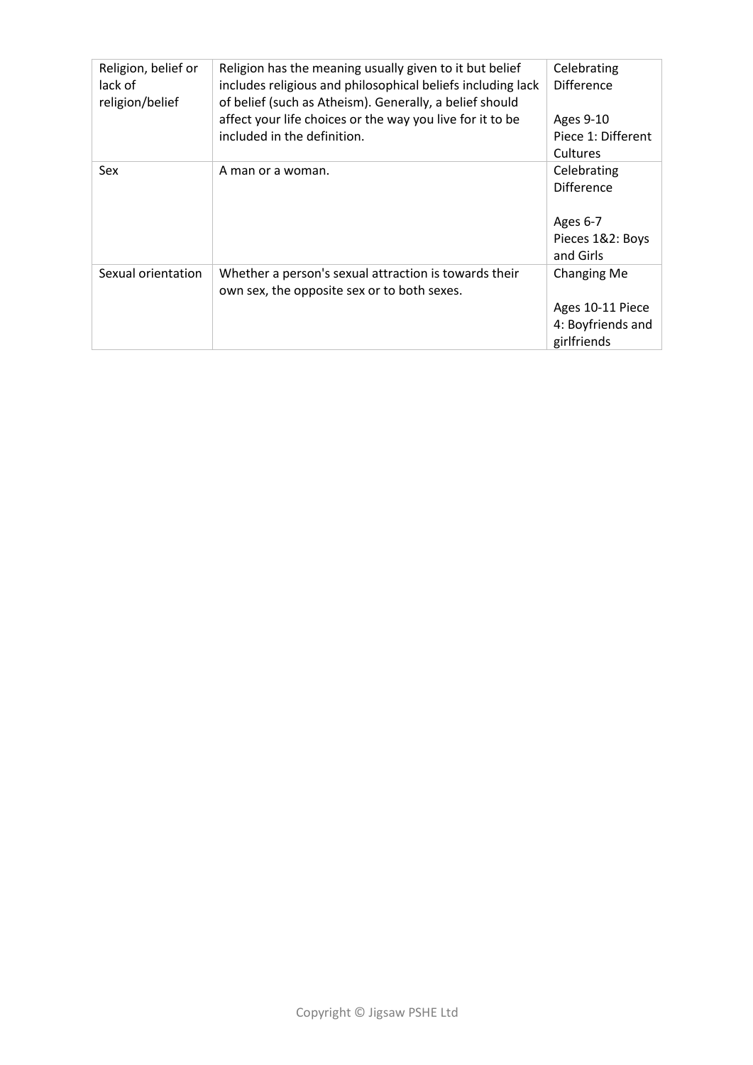| | | |
|---|---|---|
| Religion, belief or lack of religion/belief | Religion has the meaning usually given to it but belief includes religious and philosophical beliefs including lack of belief (such as Atheism). Generally, a belief should affect your life choices or the way you live for it to be included in the definition. | Celebrating Difference<br><br>Ages 9-10 Piece 1: Different Cultures |
| Sex | A man or a woman. | Celebrating Difference<br><br>Ages 6-7 Pieces 1&2: Boys and Girls |
| Sexual orientation | Whether a person's sexual attraction is towards their own sex, the opposite sex or to both sexes. | Changing Me<br><br>Ages 10-11 Piece 4: Boyfriends and girlfriends |

Copyright © Jigsaw PSHE Ltd